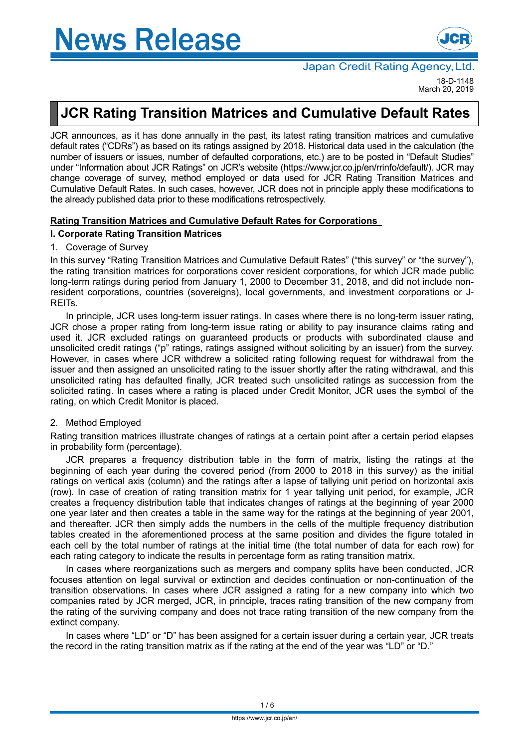# News Release

Japan Credit Rating Agency, Ltd.

18-D-1148
March 20, 2019

## JCR Rating Transition Matrices and Cumulative Default Rates

JCR announces, as it has done annually in the past, its latest rating transition matrices and cumulative default rates ("CDRs") as based on its ratings assigned by 2018. Historical data used in the calculation (the number of issuers or issues, number of defaulted corporations, etc.) are to be posted in "Default Studies" under "Information about JCR Ratings" on JCR's website (https://www.jcr.co.jp/en/rrinfo/default/). JCR may change coverage of survey, method employed or data used for JCR Rating Transition Matrices and Cumulative Default Rates. In such cases, however, JCR does not in principle apply these modifications to the already published data prior to these modifications retrospectively.

**Rating Transition Matrices and Cumulative Default Rates for Corporations**

### I. Corporate Rating Transition Matrices

1. Coverage of Survey

In this survey "Rating Transition Matrices and Cumulative Default Rates" ("this survey" or "the survey"), the rating transition matrices for corporations cover resident corporations, for which JCR made public long-term ratings during period from January 1, 2000 to December 31, 2018, and did not include non-resident corporations, countries (sovereigns), local governments, and investment corporations or J-REITs.

In principle, JCR uses long-term issuer ratings. In cases where there is no long-term issuer rating, JCR chose a proper rating from long-term issue rating or ability to pay insurance claims rating and used it. JCR excluded ratings on guaranteed products or products with subordinated clause and unsolicited credit ratings ("p" ratings, ratings assigned without soliciting by an issuer) from the survey. However, in cases where JCR withdrew a solicited rating following request for withdrawal from the issuer and then assigned an unsolicited rating to the issuer shortly after the rating withdrawal, and this unsolicited rating has defaulted finally, JCR treated such unsolicited ratings as succession from the solicited rating. In cases where a rating is placed under Credit Monitor, JCR uses the symbol of the rating, on which Credit Monitor is placed.

2. Method Employed

Rating transition matrices illustrate changes of ratings at a certain point after a certain period elapses in probability form (percentage).

JCR prepares a frequency distribution table in the form of matrix, listing the ratings at the beginning of each year during the covered period (from 2000 to 2018 in this survey) as the initial ratings on vertical axis (column) and the ratings after a lapse of tallying unit period on horizontal axis (row). In case of creation of rating transition matrix for 1 year tallying unit period, for example, JCR creates a frequency distribution table that indicates changes of ratings at the beginning of year 2000 one year later and then creates a table in the same way for the ratings at the beginning of year 2001, and thereafter. JCR then simply adds the numbers in the cells of the multiple frequency distribution tables created in the aforementioned process at the same position and divides the figure totaled in each cell by the total number of ratings at the initial time (the total number of data for each row) for each rating category to indicate the results in percentage form as rating transition matrix.

In cases where reorganizations such as mergers and company splits have been conducted, JCR focuses attention on legal survival or extinction and decides continuation or non-continuation of the transition observations. In cases where JCR assigned a rating for a new company into which two companies rated by JCR merged, JCR, in principle, traces rating transition of the new company from the rating of the surviving company and does not trace rating transition of the new company from the extinct company.

In cases where "LD" or "D" has been assigned for a certain issuer during a certain year, JCR treats the record in the rating transition matrix as if the rating at the end of the year was "LD" or "D."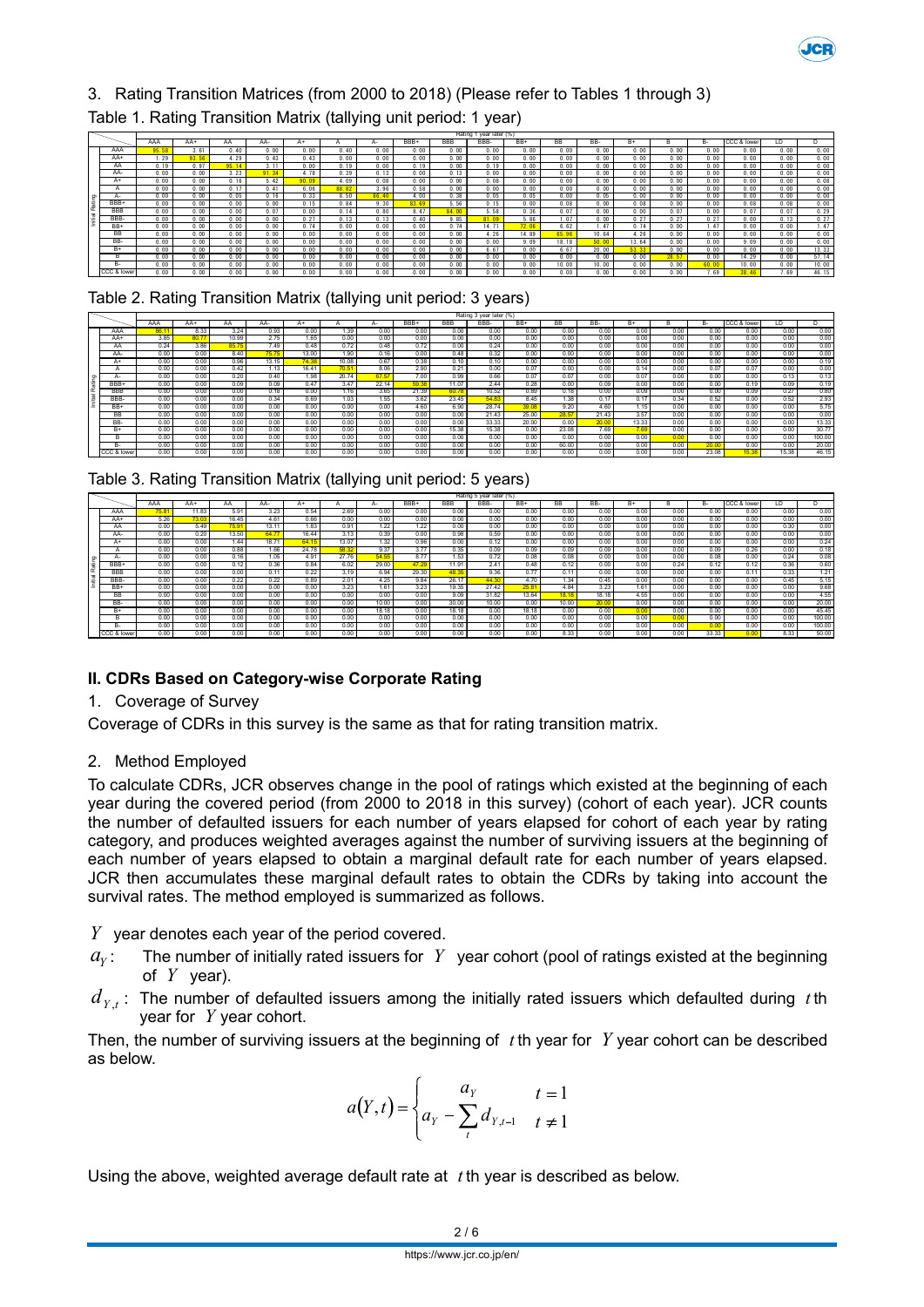## 3. Rating Transition Matrices (from 2000 to 2018) (Please refer to Tables 1 through 3)

Table 1. Rating Transition Matrix (tallying unit period: 1 year)

| Initial Rating | Rating 1 year later (%) | | | | | | | | | | | | | | | | | | |
|---|---|---|---|---|---|---|---|---|---|---|---|---|---|---|---|---|---|---|---|
| | AAA | AA+ | AA | AA- | A+ | A | A- | BBB+ | BBB | BBB- | BB+ | BB | BB- | B+ | B | B- | CCC & lower | LD | D |
| AAA | 95.58 | 3.61 | 0.40 | 0.00 | 0.00 | 0.40 | 0.00 | 0.00 | 0.00 | 0.00 | 0.00 | 0.00 | 0.00 | 0.00 | 0.00 | 0.00 | 0.00 | 0.00 | 0.00 |
| AA+ | 1.29 | 93.56 | 4.29 | 0.43 | 0.43 | 0.00 | 0.00 | 0.00 | 0.00 | 0.00 | 0.00 | 0.00 | 0.00 | 0.00 | 0.00 | 0.00 | 0.00 | 0.00 | 0.00 |
| AA | 0.19 | 0.97 | 95.14 | 3.11 | 0.00 | 0.19 | 0.00 | 0.19 | 0.00 | 0.19 | 0.00 | 0.00 | 0.00 | 0.00 | 0.00 | 0.00 | 0.00 | 0.00 | 0.00 |
| AA- | 0.00 | 0.00 | 3.23 | 91.34 | 4.78 | 0.39 | 0.13 | 0.00 | 0.13 | 0.00 | 0.00 | 0.00 | 0.00 | 0.00 | 0.00 | 0.00 | 0.00 | 0.00 | 0.00 |
| A+ | 0.00 | 0.00 | 0.16 | 5.42 | 90.09 | 4.09 | 0.08 | 0.00 | 0.00 | 0.08 | 0.00 | 0.00 | 0.00 | 0.00 | 0.00 | 0.00 | 0.00 | 0.00 | 0.08 |
| A | 0.00 | 0.00 | 0.17 | 0.41 | 6.06 | 88.82 | 3.96 | 0.58 | 0.00 | 0.00 | 0.00 | 0.00 | 0.00 | 0.00 | 0.00 | 0.00 | 0.00 | 0.00 | 0.00 |
| A- | 0.00 | 0.00 | 0.05 | 0.16 | 0.33 | 8.50 | 86.40 | 4.00 | 0.38 | 0.05 | 0.00 | 0.00 | 0.05 | 0.00 | 0.00 | 0.00 | 0.00 | 0.00 | 0.00 |
| BBB+ | 0.00 | 0.00 | 0.00 | 0.00 | 0.15 | 0.84 | 9.30 | 83.69 | 5.56 | 0.15 | 0.00 | 0.08 | 0.00 | 0.08 | 0.00 | 0.00 | 0.08 | 0.08 | 0.00 |
| BBB | 0.00 | 0.00 | 0.00 | 0.07 | 0.00 | 0.14 | 0.80 | 8.47 | 84.00 | 5.58 | 0.36 | 0.07 | 0.00 | 0.00 | 0.07 | 0.00 | 0.07 | 0.07 | 0.29 |
| BBB- | 0.00 | 0.00 | 0.00 | 0.00 | 0.27 | 0.13 | 0.13 | 0.40 | 9.85 | 81.09 | 5.86 | 1.07 | 0.00 | 0.27 | 0.27 | 0.27 | 0.00 | 0.13 | 0.27 |
| BB+ | 0.00 | 0.00 | 0.00 | 0.00 | 0.00 | 0.74 | 0.00 | 0.00 | 0.00 | 14.71 | 72.06 | 6.62 | 1.47 | 0.74 | 0.00 | 1.47 | 0.00 | 0.00 | 1.47 |
| BB | 0.00 | 0.00 | 0.00 | 0.00 | 0.00 | 0.00 | 0.00 | 0.00 | 0.00 | 4.26 | 14.89 | 65.96 | 10.64 | 4.26 | 0.00 | 0.00 | 0.00 | 0.00 | 0.00 |
| BB- | 0.00 | 0.00 | 0.00 | 0.00 | 0.00 | 0.00 | 0.00 | 0.00 | 0.00 | 0.00 | 9.09 | 18.18 | 50.00 | 13.64 | 0.00 | 9.09 | 0.00 | 0.00 | 0.00 |
| B+ | 0.00 | 0.00 | 0.00 | 0.00 | 0.00 | 0.00 | 0.00 | 0.00 | 0.00 | 6.67 | 0.00 | 6.67 | 20.00 | 53.33 | 0.00 | 0.00 | 0.00 | 0.00 | 13.33 |
| B | 0.00 | 0.00 | 0.00 | 0.00 | 0.00 | 0.00 | 0.00 | 0.00 | 0.00 | 0.00 | 0.00 | 0.00 | 0.00 | 0.00 | 28.57 | 0.00 | 14.29 | 0.00 | 57.14 |
| B- | 0.00 | 0.00 | 0.00 | 0.00 | 0.00 | 0.00 | 0.00 | 0.00 | 0.00 | 0.00 | 0.00 | 10.00 | 10.00 | 0.00 | 0.00 | 60.00 | 10.00 | 0.00 | 10.00 |
| CCC & lower | 0.00 | 0.00 | 0.00 | 0.00 | 0.00 | 0.00 | 0.00 | 0.00 | 0.00 | 0.00 | 0.00 | 0.00 | 0.00 | 0.00 | 0.00 | 7.69 | 38.46 | 7.69 | 46.15 |

Table 2. Rating Transition Matrix (tallying unit period: 3 years)

| Initial Rating | Rating 3 year later (%) | | | | | | | | | | | | | | | | | | |
|---|---|---|---|---|---|---|---|---|---|---|---|---|---|---|---|---|---|---|---|
| | AAA | AA+ | AA | AA- | A+ | A | A- | BBB+ | BBB | BBB- | BB+ | BB | BB- | B+ | B | B- | CCC & lower | LD | D |
| AAA | 86.11 | 8.33 | 3.24 | 0.93 | 0.00 | 1.39 | 0.00 | 0.00 | 0.00 | 0.00 | 0.00 | 0.00 | 0.00 | 0.00 | 0.00 | 0.00 | 0.00 | 0.00 | 0.00 |
| AA+ | 3.85 | 80.77 | 10.99 | 2.75 | 1.65 | 0.00 | 0.00 | 0.00 | 0.00 | 0.00 | 0.00 | 0.00 | 0.00 | 0.00 | 0.00 | 0.00 | 0.00 | 0.00 | 0.00 |
| AA | 0.24 | 3.86 | 85.75 | 7.49 | 0.48 | 0.72 | 0.48 | 0.72 | 0.00 | 0.24 | 0.00 | 0.00 | 0.00 | 0.00 | 0.00 | 0.00 | 0.00 | 0.00 | 0.00 |
| AA- | 0.00 | 0.00 | 8.40 | 75.75 | 13.00 | 1.90 | 0.16 | 0.00 | 0.48 | 0.32 | 0.00 | 0.00 | 0.00 | 0.00 | 0.00 | 0.00 | 0.00 | 0.00 | 0.00 |
| A+ | 0.00 | 0.00 | 0.96 | 13.15 | 74.38 | 10.08 | 0.67 | 0.38 | 0.10 | 0.10 | 0.00 | 0.00 | 0.00 | 0.00 | 0.00 | 0.00 | 0.00 | 0.00 | 0.19 |
| A | 0.00 | 0.00 | 0.42 | 1.13 | 16.41 | 70.51 | 8.06 | 2.90 | 0.21 | 0.00 | 0.07 | 0.00 | 0.00 | 0.14 | 0.00 | 0.07 | 0.07 | 0.00 | 0.00 |
| A- | 0.00 | 0.00 | 0.20 | 0.40 | 1.98 | 20.74 | 67.57 | 7.00 | 0.99 | 0.66 | 0.07 | 0.07 | 0.00 | 0.07 | 0.00 | 0.00 | 0.00 | 0.13 | 0.13 |
| BBB+ | 0.00 | 0.00 | 0.09 | 0.09 | 0.47 | 3.47 | 22.14 | 59.38 | 11.07 | 2.44 | 0.28 | 0.00 | 0.09 | 0.00 | 0.00 | 0.00 | 0.19 | 0.09 | 0.19 |
| BBB | 0.00 | 0.00 | 0.00 | 0.18 | 0.00 | 1.16 | 3.65 | 21.39 | 60.78 | 10.52 | 0.89 | 0.18 | 0.00 | 0.09 | 0.00 | 0.00 | 0.09 | 0.27 | 0.80 |
| BBB- | 0.00 | 0.00 | 0.00 | 0.34 | 0.69 | 1.03 | 1.55 | 3.62 | 23.45 | 54.83 | 8.45 | 1.38 | 0.17 | 0.17 | 0.34 | 0.52 | 0.00 | 0.52 | 2.93 |
| BB+ | 0.00 | 0.00 | 0.00 | 0.00 | 0.00 | 0.00 | 0.00 | 4.60 | 6.90 | 28.74 | 39.08 | 9.20 | 4.60 | 1.15 | 0.00 | 0.00 | 0.00 | 0.00 | 5.75 |
| BB | 0.00 | 0.00 | 0.00 | 0.00 | 0.00 | 0.00 | 0.00 | 0.00 | 0.00 | 21.43 | 25.00 | 28.57 | 21.43 | 3.57 | 0.00 | 0.00 | 0.00 | 0.00 | 0.00 |
| BB- | 0.00 | 0.00 | 0.00 | 0.00 | 0.00 | 0.00 | 0.00 | 0.00 | 0.00 | 33.33 | 20.00 | 0.00 | 20.00 | 13.33 | 0.00 | 0.00 | 0.00 | 0.00 | 13.33 |
| B+ | 0.00 | 0.00 | 0.00 | 0.00 | 0.00 | 0.00 | 0.00 | 0.00 | 15.38 | 15.38 | 0.00 | 23.08 | 7.69 | 7.69 | 0.00 | 0.00 | 0.00 | 0.00 | 30.77 |
| B | 0.00 | 0.00 | 0.00 | 0.00 | 0.00 | 0.00 | 0.00 | 0.00 | 0.00 | 0.00 | 0.00 | 0.00 | 0.00 | 0.00 | 0.00 | 0.00 | 0.00 | 0.00 | 100.00 |
| B- | 0.00 | 0.00 | 0.00 | 0.00 | 0.00 | 0.00 | 0.00 | 0.00 | 0.00 | 0.00 | 0.00 | 60.00 | 0.00 | 0.00 | 0.00 | 20.00 | 0.00 | 0.00 | 20.00 |
| CCC & lower | 0.00 | 0.00 | 0.00 | 0.00 | 0.00 | 0.00 | 0.00 | 0.00 | 0.00 | 0.00 | 0.00 | 0.00 | 0.00 | 0.00 | 0.00 | 23.08 | 15.38 | 15.38 | 46.15 |

Table 3. Rating Transition Matrix (tallying unit period: 5 years)

| Initial Rating | Rating 5 year later (%) | | | | | | | | | | | | | | | | | | |
|---|---|---|---|---|---|---|---|---|---|---|---|---|---|---|---|---|---|---|---|
| | AAA | AA+ | AA | AA- | A+ | A | A- | BBB+ | BBB | BBB- | BB+ | BB | BB- | B+ | B | B- | CCC & lower | LD | D |
| AAA | 75.81 | 11.83 | 5.91 | 3.23 | 0.54 | 2.69 | 0.00 | 0.00 | 0.00 | 0.00 | 0.00 | 0.00 | 0.00 | 0.00 | 0.00 | 0.00 | 0.00 | 0.00 | 0.00 |
| AA+ | 5.26 | 73.03 | 16.45 | 4.61 | 0.66 | 0.00 | 0.00 | 0.00 | 0.00 | 0.00 | 0.00 | 0.00 | 0.00 | 0.00 | 0.00 | 0.00 | 0.00 | 0.00 | 0.00 |
| AA | 0.00 | 5.49 | 75.91 | 13.11 | 1.83 | 0.91 | 1.22 | 1.22 | 0.00 | 0.00 | 0.00 | 0.00 | 0.00 | 0.00 | 0.00 | 0.00 | 0.00 | 0.30 | 0.00 |
| AA- | 0.00 | 0.20 | 13.50 | 64.77 | 16.44 | 3.13 | 0.39 | 0.00 | 0.98 | 0.59 | 0.00 | 0.00 | 0.00 | 0.00 | 0.00 | 0.00 | 0.00 | 0.00 | 0.00 |
| A+ | 0.00 | 0.00 | 1.44 | 18.71 | 64.15 | 13.07 | 1.32 | 0.96 | 0.00 | 0.12 | 0.00 | 0.00 | 0.00 | 0.00 | 0.00 | 0.00 | 0.00 | 0.00 | 0.24 |
| A | 0.00 | 0.00 | 0.88 | 1.66 | 24.78 | 58.32 | 9.37 | 3.77 | 0.35 | 0.09 | 0.09 | 0.09 | 0.00 | 0.00 | 0.00 | 0.09 | 0.28 | 0.00 | 0.18 |
| A- | 0.00 | 0.00 | 0.16 | 1.05 | 4.91 | 27.76 | 54.55 | 8.77 | 1.53 | 0.72 | 0.08 | 0.08 | 0.00 | 0.00 | 0.00 | 0.08 | 0.00 | 0.24 | 0.08 |
| BBB+ | 0.00 | 0.00 | 0.12 | 0.36 | 0.84 | 6.02 | 29.00 | 47.29 | 11.91 | 2.41 | 0.48 | 0.12 | 0.00 | 0.00 | 0.24 | 0.12 | 0.12 | 0.36 | 0.60 |
| BBB | 0.00 | 0.00 | 0.00 | 0.11 | 0.22 | 3.19 | 6.94 | 29.30 | 48.35 | 9.36 | 0.77 | 0.11 | 0.00 | 0.00 | 0.00 | 0.00 | 0.11 | 0.33 | 1.21 |
| BBB- | 0.00 | 0.00 | 0.22 | 0.22 | 0.89 | 2.01 | 4.25 | 9.84 | 26.17 | 44.30 | 4.70 | 1.34 | 0.45 | 0.00 | 0.00 | 0.00 | 0.00 | 0.45 | 5.15 |
| BB+ | 0.00 | 0.00 | 0.00 | 0.00 | 0.00 | 3.23 | 1.61 | 3.23 | 19.35 | 27.42 | 25.81 | 4.84 | 3.23 | 1.61 | 0.00 | 0.00 | 0.00 | 0.00 | 9.68 |
| BB | 0.00 | 0.00 | 0.00 | 0.00 | 0.00 | 0.00 | 0.00 | 0.00 | 9.09 | 31.82 | 13.64 | 18.18 | 18.18 | 4.55 | 0.00 | 0.00 | 0.00 | 0.00 | 4.55 |
| BB- | 0.00 | 0.00 | 0.00 | 0.00 | 0.00 | 0.00 | 10.00 | 0.00 | 30.00 | 10.00 | 0.00 | 10.00 | 20.00 | 0.00 | 0.00 | 0.00 | 0.00 | 0.00 | 20.00 |
| B+ | 0.00 | 0.00 | 0.00 | 0.00 | 0.00 | 0.00 | 18.18 | 0.00 | 18.18 | 0.00 | 18.18 | 0.00 | 0.00 | 0.00 | 0.00 | 0.00 | 0.00 | 0.00 | 45.45 |
| B | 0.00 | 0.00 | 0.00 | 0.00 | 0.00 | 0.00 | 0.00 | 0.00 | 0.00 | 0.00 | 0.00 | 0.00 | 0.00 | 0.00 | 0.00 | 0.00 | 0.00 | 0.00 | 100.00 |
| B- | 0.00 | 0.00 | 0.00 | 0.00 | 0.00 | 0.00 | 0.00 | 0.00 | 0.00 | 0.00 | 0.00 | 0.00 | 0.00 | 0.00 | 0.00 | 0.00 | 0.00 | 0.00 | 100.00 |
| CCC & lower | 0.00 | 0.00 | 0.00 | 0.00 | 0.00 | 0.00 | 0.00 | 0.00 | 0.00 | 0.00 | 0.00 | 8.33 | 0.00 | 0.00 | 0.00 | 33.33 | 0.00 | 8.33 | 50.00 |

## II. CDRs Based on Category-wise Corporate Rating

### 1. Coverage of Survey

Coverage of CDRs in this survey is the same as that for rating transition matrix.

### 2. Method Employed

To calculate CDRs, JCR observes change in the pool of ratings which existed at the beginning of each year during the covered period (from 2000 to 2018 in this survey) (cohort of each year). JCR counts the number of defaulted issuers for each number of years elapsed for cohort of each year by rating category, and produces weighted averages against the number of surviving issuers at the beginning of each number of years elapsed to obtain a marginal default rate for each number of years elapsed. JCR then accumulates these marginal default rates to obtain the CDRs by taking into account the survival rates. The method employed is summarized as follows.

$Y$ year denotes each year of the period covered.

$a_Y$: The number of initially rated issuers for $Y$ year cohort (pool of ratings existed at the beginning of $Y$ year).

$d_{Y,t}$: The number of defaulted issuers among the initially rated issuers which defaulted during $t$th year for $Y$ year cohort.

Then, the number of surviving issuers at the beginning of $t$th year for $Y$ year cohort can be described as below.

$$a(Y,t) = \begin{cases} a_Y & t = 1 \\ a_Y - \sum_t d_{Y,t-1} & t \neq 1 \end{cases}$$

Using the above, weighted average default rate at $t$th year is described as below.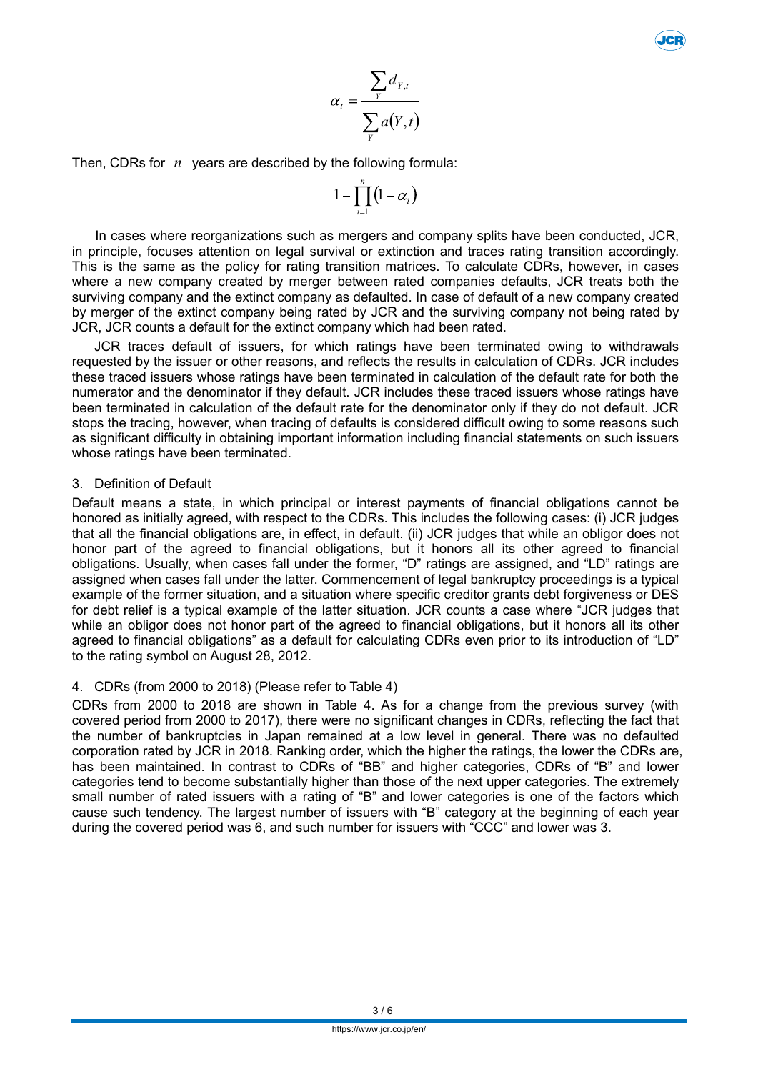$$\alpha_t = \frac{\sum_Y d_{Y,t}}{\sum_Y a(Y,t)}$$

Then, CDRs for $n$ years are described by the following formula:

$$1 - \prod_{i=1}^{n} (1 - \alpha_i)$$

In cases where reorganizations such as mergers and company splits have been conducted, JCR, in principle, focuses attention on legal survival or extinction and traces rating transition accordingly. This is the same as the policy for rating transition matrices. To calculate CDRs, however, in cases where a new company created by merger between rated companies defaults, JCR treats both the surviving company and the extinct company as defaulted. In case of default of a new company created by merger of the extinct company being rated by JCR and the surviving company not being rated by JCR, JCR counts a default for the extinct company which had been rated.

JCR traces default of issuers, for which ratings have been terminated owing to withdrawals requested by the issuer or other reasons, and reflects the results in calculation of CDRs. JCR includes these traced issuers whose ratings have been terminated in calculation of the default rate for both the numerator and the denominator if they default. JCR includes these traced issuers whose ratings have been terminated in calculation of the default rate for the denominator only if they do not default. JCR stops the tracing, however, when tracing of defaults is considered difficult owing to some reasons such as significant difficulty in obtaining important information including financial statements on such issuers whose ratings have been terminated.

## 3. Definition of Default

Default means a state, in which principal or interest payments of financial obligations cannot be honored as initially agreed, with respect to the CDRs. This includes the following cases: (i) JCR judges that all the financial obligations are, in effect, in default. (ii) JCR judges that while an obligor does not honor part of the agreed to financial obligations, but it honors all its other agreed to financial obligations. Usually, when cases fall under the former, "D" ratings are assigned, and "LD" ratings are assigned when cases fall under the latter. Commencement of legal bankruptcy proceedings is a typical example of the former situation, and a situation where specific creditor grants debt forgiveness or DES for debt relief is a typical example of the latter situation. JCR counts a case where "JCR judges that while an obligor does not honor part of the agreed to financial obligations, but it honors all its other agreed to financial obligations" as a default for calculating CDRs even prior to its introduction of "LD" to the rating symbol on August 28, 2012.

## 4. CDRs (from 2000 to 2018) (Please refer to Table 4)

CDRs from 2000 to 2018 are shown in Table 4. As for a change from the previous survey (with covered period from 2000 to 2017), there were no significant changes in CDRs, reflecting the fact that the number of bankruptcies in Japan remained at a low level in general. There was no defaulted corporation rated by JCR in 2018. Ranking order, which the higher the ratings, the lower the CDRs are, has been maintained. In contrast to CDRs of "BB" and higher categories, CDRs of "B" and lower categories tend to become substantially higher than those of the next upper categories. The extremely small number of rated issuers with a rating of "B" and lower categories is one of the factors which cause such tendency. The largest number of issuers with "B" category at the beginning of each year during the covered period was 6, and such number for issuers with "CCC" and lower was 3.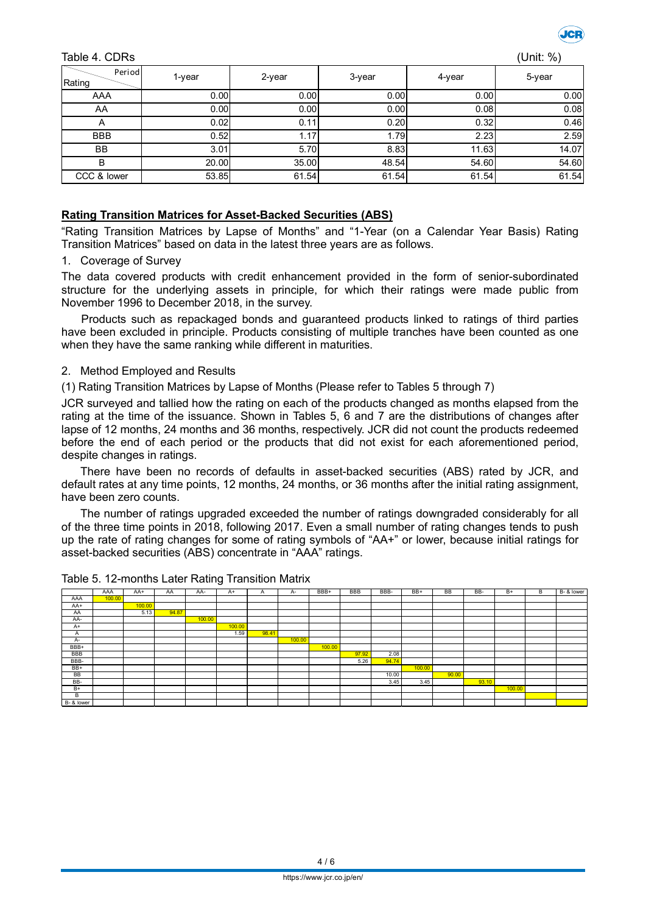Table 4. CDRs (Unit: %)

| Rating \ Period | 1-year | 2-year | 3-year | 4-year | 5-year |
|---|---|---|---|---|---|
| AAA | 0.00 | 0.00 | 0.00 | 0.00 | 0.00 |
| AA | 0.00 | 0.00 | 0.00 | 0.08 | 0.08 |
| A | 0.02 | 0.11 | 0.20 | 0.32 | 0.46 |
| BBB | 0.52 | 1.17 | 1.79 | 2.23 | 2.59 |
| BB | 3.01 | 5.70 | 8.83 | 11.63 | 14.07 |
| B | 20.00 | 35.00 | 48.54 | 54.60 | 54.60 |
| CCC & lower | 53.85 | 61.54 | 61.54 | 61.54 | 61.54 |

## Rating Transition Matrices for Asset-Backed Securities (ABS)

"Rating Transition Matrices by Lapse of Months" and "1-Year (on a Calendar Year Basis) Rating Transition Matrices" based on data in the latest three years are as follows.

1. Coverage of Survey

The data covered products with credit enhancement provided in the form of senior-subordinated structure for the underlying assets in principle, for which their ratings were made public from November 1996 to December 2018, in the survey.

Products such as repackaged bonds and guaranteed products linked to ratings of third parties have been excluded in principle. Products consisting of multiple tranches have been counted as one when they have the same ranking while different in maturities.

2. Method Employed and Results

(1) Rating Transition Matrices by Lapse of Months (Please refer to Tables 5 through 7)

JCR surveyed and tallied how the rating on each of the products changed as months elapsed from the rating at the time of the issuance. Shown in Tables 5, 6 and 7 are the distributions of changes after lapse of 12 months, 24 months and 36 months, respectively. JCR did not count the products redeemed before the end of each period or the products that did not exist for each aforementioned period, despite changes in ratings.

There have been no records of defaults in asset-backed securities (ABS) rated by JCR, and default rates at any time points, 12 months, 24 months, or 36 months after the initial rating assignment, have been zero counts.

The number of ratings upgraded exceeded the number of ratings downgraded considerably for all of the three time points in 2018, following 2017. Even a small number of rating changes tends to push up the rate of rating changes for some of rating symbols of "AA+" or lower, because initial ratings for asset-backed securities (ABS) concentrate in "AAA" ratings.

Table 5. 12-months Later Rating Transition Matrix

| | AAA | AA+ | AA | AA- | A+ | A | A- | BBB+ | BBB | BBB- | BB+ | BB | BB- | B+ | B | B- & lower |
|---|---|---|---|---|---|---|---|---|---|---|---|---|---|---|---|---|
| AAA | 100.00 | | | | | | | | | | | | | | | |
| AA+ | | 100.00 | | | | | | | | | | | | | | |
| AA | | 5.13 | 94.87 | | | | | | | | | | | | | |
| AA- | | | | 100.00 | | | | | | | | | | | | |
| A+ | | | | | 100.00 | | | | | | | | | | | |
| A | | | | | 1.59 | 98.41 | | | | | | | | | | |
| A- | | | | | | | 100.00 | | | | | | | | | |
| BBB+ | | | | | | | | 100.00 | | | | | | | | |
| BBB | | | | | | | | | 97.92 | 2.08 | | | | | | |
| BBB- | | | | | | | | | 5.26 | 94.74 | | | | | | |
| BB+ | | | | | | | | | | | 100.00 | | | | | |
| BB | | | | | | | | | | 10.00 | | 90.00 | | | | |
| BB- | | | | | | | | | | 3.45 | 3.45 | | 93.10 | | | |
| B+ | | | | | | | | | | | | | | 100.00 | | |
| B | | | | | | | | | | | | | | | | |
| B- & lower | | | | | | | | | | | | | | | | |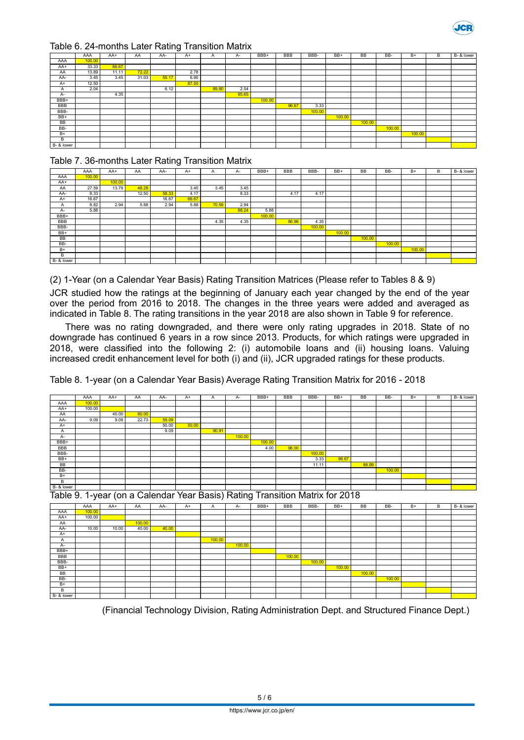Table 6. 24-months Later Rating Transition Matrix

| | AAA | AA+ | AA | AA- | A+ | A | A- | BBB+ | BBB | BBB- | BB+ | BB | BB- | B+ | B | B- & lower |
|---|---|---|---|---|---|---|---|---|---|---|---|---|---|---|---|---|
| AAA | 100.00 | | | | | | | | | | | | | | | |
| AA+ | 33.33 | 66.67 | | | | | | | | | | | | | | |
| AA | 13.89 | 11.11 | 72.22 | | 2.78 | | | | | | | | | | | |
| AA- | 3.45 | 3.45 | 31.03 | 55.17 | 6.90 | | | | | | | | | | | |
| A+ | 12.50 | | | | 87.50 | | | | | | | | | | | |
| A | 2.04 | | | 6.12 | | 89.80 | 2.04 | | | | | | | | | |
| A- | | 4.35 | | | | | 95.65 | | | | | | | | | |
| BBB+ | | | | | | | | 100.00 | | | | | | | | |
| BBB | | | | | | | | | 96.67 | 3.33 | | | | | | |
| BBB- | | | | | | | | | | 100.00 | | | | | | |
| BB+ | | | | | | | | | | | 100.00 | | | | | |
| BB | | | | | | | | | | | | 100.00 | | | | |
| BB- | | | | | | | | | | | | | 100.00 | | | |
| B+ | | | | | | | | | | | | | | 100.00 | | |
| B | | | | | | | | | | | | | | | | |
| B- & lower | | | | | | | | | | | | | | | | |

Table 7. 36-months Later Rating Transition Matrix

| | AAA | AA+ | AA | AA- | A+ | A | A- | BBB+ | BBB | BBB- | BB+ | BB | BB- | B+ | B | B- & lower |
|---|---|---|---|---|---|---|---|---|---|---|---|---|---|---|---|---|
| AAA | 100.00 | | | | | | | | | | | | | | | |
| AA+ | | 100.00 | | | | | | | | | | | | | | |
| AA | 27.59 | 13.79 | 48.28 | | 3.45 | 3.45 | 3.45 | | | | | | | | | |
| AA- | 8.33 | | 12.50 | 58.33 | 4.17 | | 8.33 | | 4.17 | 4.17 | | | | | | |
| A+ | 16.67 | | | 16.67 | 66.67 | | | | | | | | | | | |
| A | 8.82 | 2.94 | 5.88 | 2.94 | 5.88 | 70.59 | 2.94 | | | | | | | | | |
| A- | 5.88 | | | | | | 88.24 | 5.88 | | | | | | | | |
| BBB+ | | | | | | | | 100.00 | | | | | | | | |
| BBB | | | | | | 4.35 | 4.35 | | 86.96 | 4.35 | | | | | | |
| BBB- | | | | | | | | | | 100.00 | | | | | | |
| BB+ | | | | | | | | | | | 100.00 | | | | | |
| BB | | | | | | | | | | | | 100.00 | | | | |
| BB- | | | | | | | | | | | | | 100.00 | | | |
| B+ | | | | | | | | | | | | | | 100.00 | | |
| B | | | | | | | | | | | | | | | | |
| B- & lower | | | | | | | | | | | | | | | | |

(2) 1-Year (on a Calendar Year Basis) Rating Transition Matrices (Please refer to Tables 8 & 9)

JCR studied how the ratings at the beginning of January each year changed by the end of the year over the period from 2016 to 2018. The changes in the three years were added and averaged as indicated in Table 8. The rating transitions in the year 2018 are also shown in Table 9 for reference.

There was no rating downgraded, and there were only rating upgrades in 2018. State of no downgrade has continued 6 years in a row since 2013. Products, for which ratings were upgraded in 2018, were classified into the following 2: (i) automobile loans and (ii) housing loans. Valuing increased credit enhancement level for both (i) and (ii), JCR upgraded ratings for these products.

Table 8. 1-year (on a Calendar Year Basis) Average Rating Transition Matrix for 2016 - 2018

| | AAA | AA+ | AA | AA- | A+ | A | A- | BBB+ | BBB | BBB- | BB+ | BB | BB- | B+ | B | B- & lower |
|---|---|---|---|---|---|---|---|---|---|---|---|---|---|---|---|---|
| AAA | 100.00 | | | | | | | | | | | | | | | |
| AA+ | 100.00 | | | | | | | | | | | | | | | |
| AA | | 40.00 | 60.00 | | | | | | | | | | | | | |
| AA- | 9.09 | 9.09 | 22.73 | 59.09 | | | | | | | | | | | | |
| A+ | | | | 50.00 | 50.00 | | | | | | | | | | | |
| A | | | | 9.09 | | 90.91 | | | | | | | | | | |
| A- | | | | | | | 100.00 | | | | | | | | | |
| BBB+ | | | | | | | | 100.00 | | | | | | | | |
| BBB | | | | | | | | 4.00 | 96.00 | | | | | | | |
| BBB- | | | | | | | | | | 100.00 | | | | | | |
| BB+ | | | | | | | | | | 3.33 | 96.67 | | | | | |
| BB | | | | | | | | | | 11.11 | | 88.89 | | | | |
| BB- | | | | | | | | | | | | | 100.00 | | | |
| B+ | | | | | | | | | | | | | | | | |
| B | | | | | | | | | | | | | | | | |
| B- & lower | | | | | | | | | | | | | | | | |

Table 9. 1-year (on a Calendar Year Basis) Rating Transition Matrix for 2018

| | AAA | AA+ | AA | AA- | A+ | A | A- | BBB+ | BBB | BBB- | BB+ | BB | BB- | B+ | B | B- & lower |
|---|---|---|---|---|---|---|---|---|---|---|---|---|---|---|---|---|
| AAA | 100.00 | | | | | | | | | | | | | | | |
| AA+ | 100.00 | | | | | | | | | | | | | | | |
| AA | | | 100.00 | | | | | | | | | | | | | |
| AA- | 10.00 | 10.00 | 40.00 | 40.00 | | | | | | | | | | | | |
| A+ | | | | | | | | | | | | | | | | |
| A | | | | | | 100.00 | | | | | | | | | | |
| A- | | | | | | | 100.00 | | | | | | | | | |
| BBB+ | | | | | | | | | | | | | | | | |
| BBB | | | | | | | | | 100.00 | | | | | | | |
| BBB- | | | | | | | | | | 100.00 | | | | | | |
| BB+ | | | | | | | | | | | 100.00 | | | | | |
| BB | | | | | | | | | | | | 100.00 | | | | |
| BB- | | | | | | | | | | | | | 100.00 | | | |
| B+ | | | | | | | | | | | | | | | | |
| B | | | | | | | | | | | | | | | | |
| B- & lower | | | | | | | | | | | | | | | | |

(Financial Technology Division, Rating Administration Dept. and Structured Finance Dept.)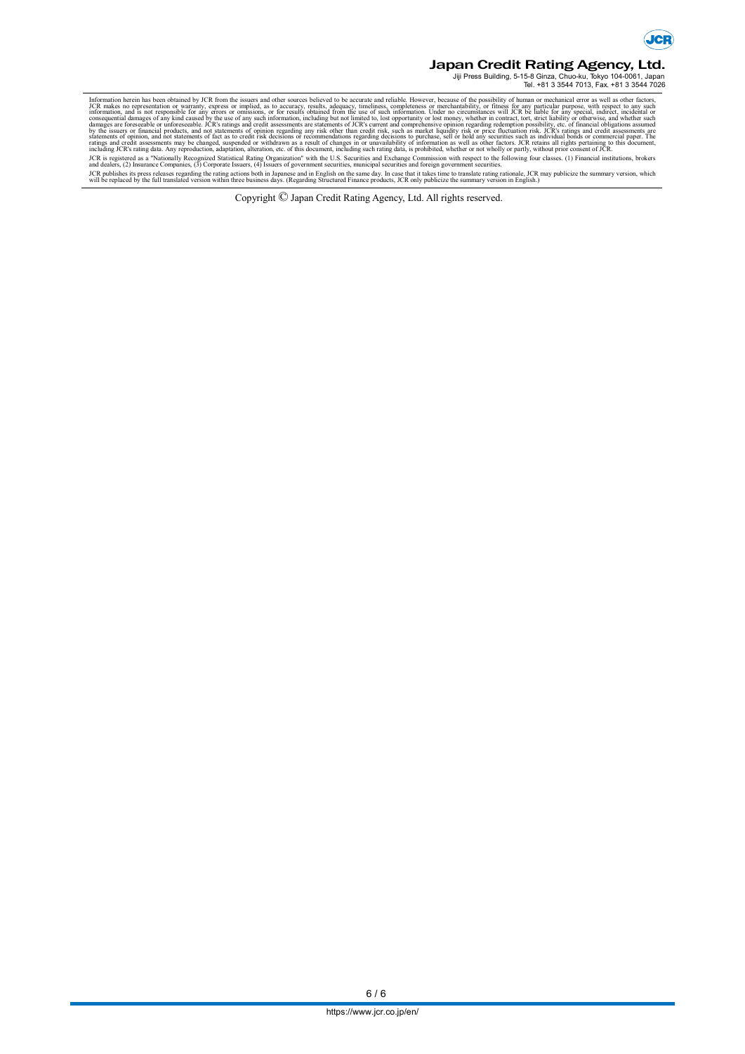**Japan Credit Rating Agency, Ltd.**

Jiji Press Building, 5-15-8 Ginza, Chuo-ku, Tokyo 104-0061, Japan
Tel. +81 3 3544 7013, Fax. +81 3 3544 7026

Information herein has been obtained by JCR from the issuers and other sources believed to be accurate and reliable. However, because of the possibility of human or mechanical error as well as other factors, JCR makes no representation or warranty, express or implied, as to accuracy, results, adequacy, timeliness, completeness or merchantability, or fitness for any particular purpose, with respect to any such information, and is not responsible for any errors or omissions, or for results obtained from the use of such information. Under no circumstances will JCR be liable for any special, indirect, incidental or consequential damages of any kind caused by the use of any such information, including but not limited to, lost opportunity or lost money, whether in contract, tort, strict liability or otherwise, and whether such damages are foreseeable or unforeseeable. JCR's ratings and credit assessments are statements of JCR's current and comprehensive opinion regarding redemption possibility, etc. of financial obligations assumed by the issuers or financial products, and not statements of opinion regarding any risk other than credit risk, such as market liquidity risk or price fluctuation risk. JCR's ratings and credit assessments are statements of opinion, and not statements of fact as to credit risk decisions or recommendations regarding decisions to purchase, sell or hold any securities such as individual bonds or commercial paper. The ratings and credit assessments may be changed, suspended or withdrawn as a result of changes in or unavailability of information as well as other factors. JCR retains all rights pertaining to this document, including JCR's rating data. Any reproduction, adaptation, alteration, etc. of this document, including such rating data, is prohibited, whether or not wholly or partly, without prior consent of JCR.

JCR is registered as a "Nationally Recognized Statistical Rating Organization" with the U.S. Securities and Exchange Commission with respect to the following four classes. (1) Financial institutions, brokers and dealers, (2) Insurance Companies, (3) Corporate Issuers, (4) Issuers of government securities, municipal securities and foreign government securities.

JCR publishes its press releases regarding the rating actions both in Japanese and in English on the same day. In case that it takes time to translate rating rationale, JCR may publicize the summary version, which will be replaced by the full translated version within three business days. (Regarding Structured Finance products, JCR only publicize the summary version in English.)

Copyright © Japan Credit Rating Agency, Ltd. All rights reserved.

https://www.jcr.co.jp/en/